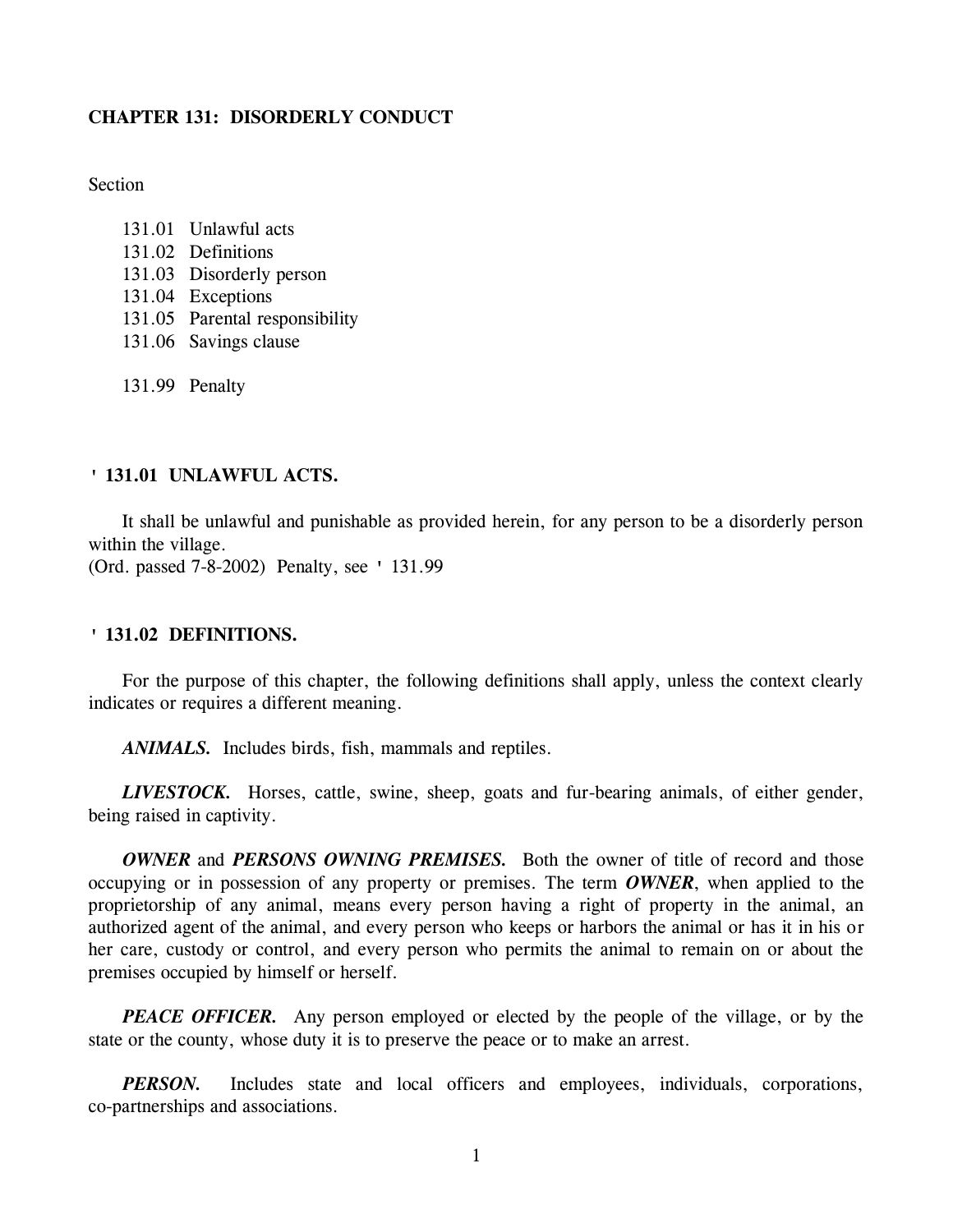# CHAPTER 131: DISORDERLY CONDUCT

Section

131.01 Unlawful acts
131.02 Definitions
131.03 Disorderly person
131.04 Exceptions
131.05 Parental responsibility
131.06 Savings clause

131.99 Penalty

## ' 131.01 UNLAWFUL ACTS.

It shall be unlawful and punishable as provided herein, for any person to be a disorderly person within the village.
(Ord. passed 7-8-2002) Penalty, see ' 131.99

## ' 131.02 DEFINITIONS.

For the purpose of this chapter, the following definitions shall apply, unless the context clearly indicates or requires a different meaning.

***ANIMALS.*** Includes birds, fish, mammals and reptiles.

***LIVESTOCK.*** Horses, cattle, swine, sheep, goats and fur-bearing animals, of either gender, being raised in captivity.

***OWNER*** and ***PERSONS OWNING PREMISES.*** Both the owner of title of record and those occupying or in possession of any property or premises. The term ***OWNER***, when applied to the proprietorship of any animal, means every person having a right of property in the animal, an authorized agent of the animal, and every person who keeps or harbors the animal or has it in his or her care, custody or control, and every person who permits the animal to remain on or about the premises occupied by himself or herself.

***PEACE OFFICER.*** Any person employed or elected by the people of the village, or by the state or the county, whose duty it is to preserve the peace or to make an arrest.

***PERSON.*** Includes state and local officers and employees, individuals, corporations, co-partnerships and associations.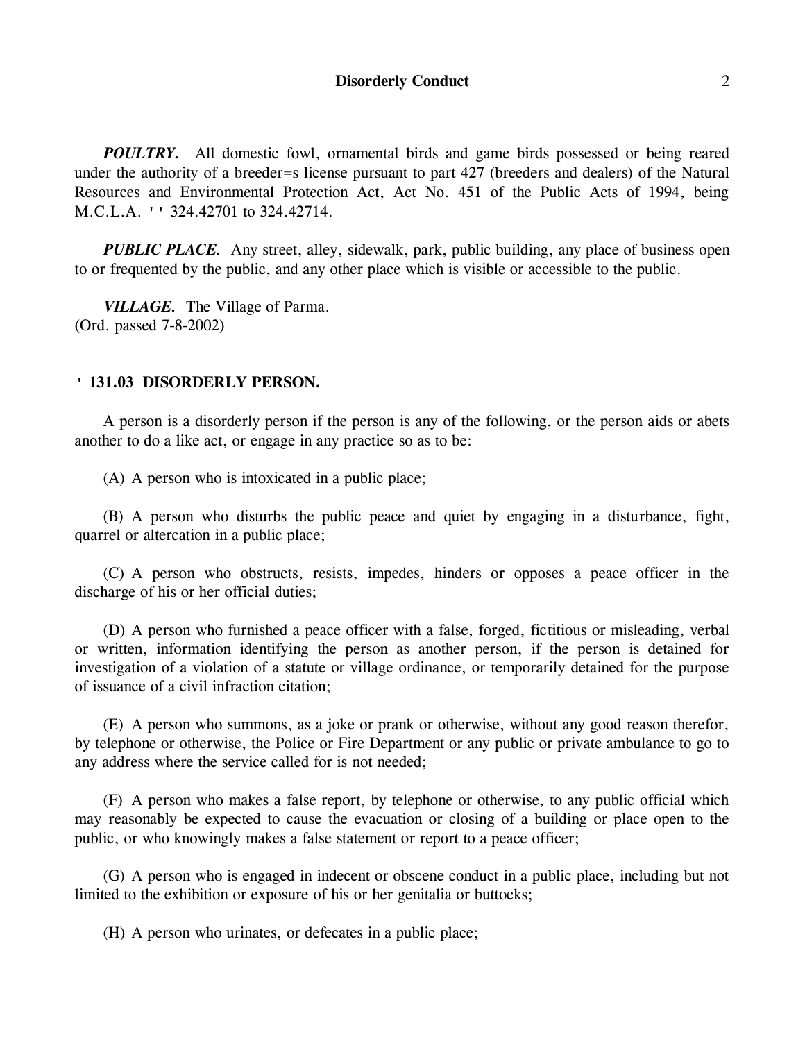***POULTRY.*** All domestic fowl, ornamental birds and game birds possessed or being reared under the authority of a breeder=s license pursuant to part 427 (breeders and dealers) of the Natural Resources and Environmental Protection Act, Act No. 451 of the Public Acts of 1994, being M.C.L.A. '' 324.42701 to 324.42714.

***PUBLIC PLACE.*** Any street, alley, sidewalk, park, public building, any place of business open to or frequented by the public, and any other place which is visible or accessible to the public.

***VILLAGE.*** The Village of Parma.
(Ord. passed 7-8-2002)

### ' 131.03 DISORDERLY PERSON.

A person is a disorderly person if the person is any of the following, or the person aids or abets another to do a like act, or engage in any practice so as to be:

(A) A person who is intoxicated in a public place;

(B) A person who disturbs the public peace and quiet by engaging in a disturbance, fight, quarrel or altercation in a public place;

(C) A person who obstructs, resists, impedes, hinders or opposes a peace officer in the discharge of his or her official duties;

(D) A person who furnished a peace officer with a false, forged, fictitious or misleading, verbal or written, information identifying the person as another person, if the person is detained for investigation of a violation of a statute or village ordinance, or temporarily detained for the purpose of issuance of a civil infraction citation;

(E) A person who summons, as a joke or prank or otherwise, without any good reason therefor, by telephone or otherwise, the Police or Fire Department or any public or private ambulance to go to any address where the service called for is not needed;

(F) A person who makes a false report, by telephone or otherwise, to any public official which may reasonably be expected to cause the evacuation or closing of a building or place open to the public, or who knowingly makes a false statement or report to a peace officer;

(G) A person who is engaged in indecent or obscene conduct in a public place, including but not limited to the exhibition or exposure of his or her genitalia or buttocks;

(H) A person who urinates, or defecates in a public place;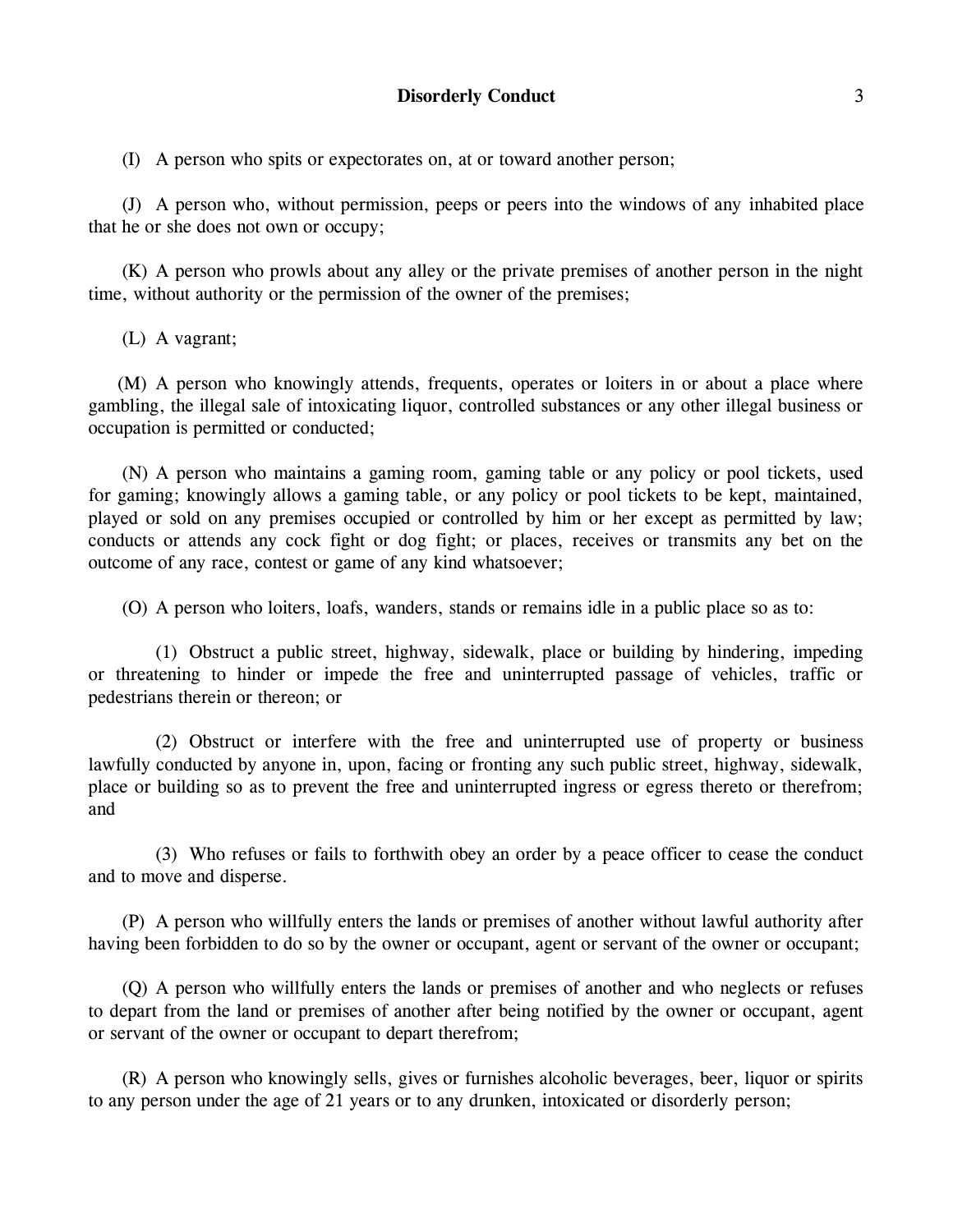(I) A person who spits or expectorates on, at or toward another person;

(J) A person who, without permission, peeps or peers into the windows of any inhabited place that he or she does not own or occupy;

(K) A person who prowls about any alley or the private premises of another person in the night time, without authority or the permission of the owner of the premises;

(L) A vagrant;

(M) A person who knowingly attends, frequents, operates or loiters in or about a place where gambling, the illegal sale of intoxicating liquor, controlled substances or any other illegal business or occupation is permitted or conducted;

(N) A person who maintains a gaming room, gaming table or any policy or pool tickets, used for gaming; knowingly allows a gaming table, or any policy or pool tickets to be kept, maintained, played or sold on any premises occupied or controlled by him or her except as permitted by law; conducts or attends any cock fight or dog fight; or places, receives or transmits any bet on the outcome of any race, contest or game of any kind whatsoever;

(O) A person who loiters, loafs, wanders, stands or remains idle in a public place so as to:

(1) Obstruct a public street, highway, sidewalk, place or building by hindering, impeding or threatening to hinder or impede the free and uninterrupted passage of vehicles, traffic or pedestrians therein or thereon; or

(2) Obstruct or interfere with the free and uninterrupted use of property or business lawfully conducted by anyone in, upon, facing or fronting any such public street, highway, sidewalk, place or building so as to prevent the free and uninterrupted ingress or egress thereto or therefrom; and

(3) Who refuses or fails to forthwith obey an order by a peace officer to cease the conduct and to move and disperse.

(P) A person who willfully enters the lands or premises of another without lawful authority after having been forbidden to do so by the owner or occupant, agent or servant of the owner or occupant;

(Q) A person who willfully enters the lands or premises of another and who neglects or refuses to depart from the land or premises of another after being notified by the owner or occupant, agent or servant of the owner or occupant to depart therefrom;

(R) A person who knowingly sells, gives or furnishes alcoholic beverages, beer, liquor or spirits to any person under the age of 21 years or to any drunken, intoxicated or disorderly person;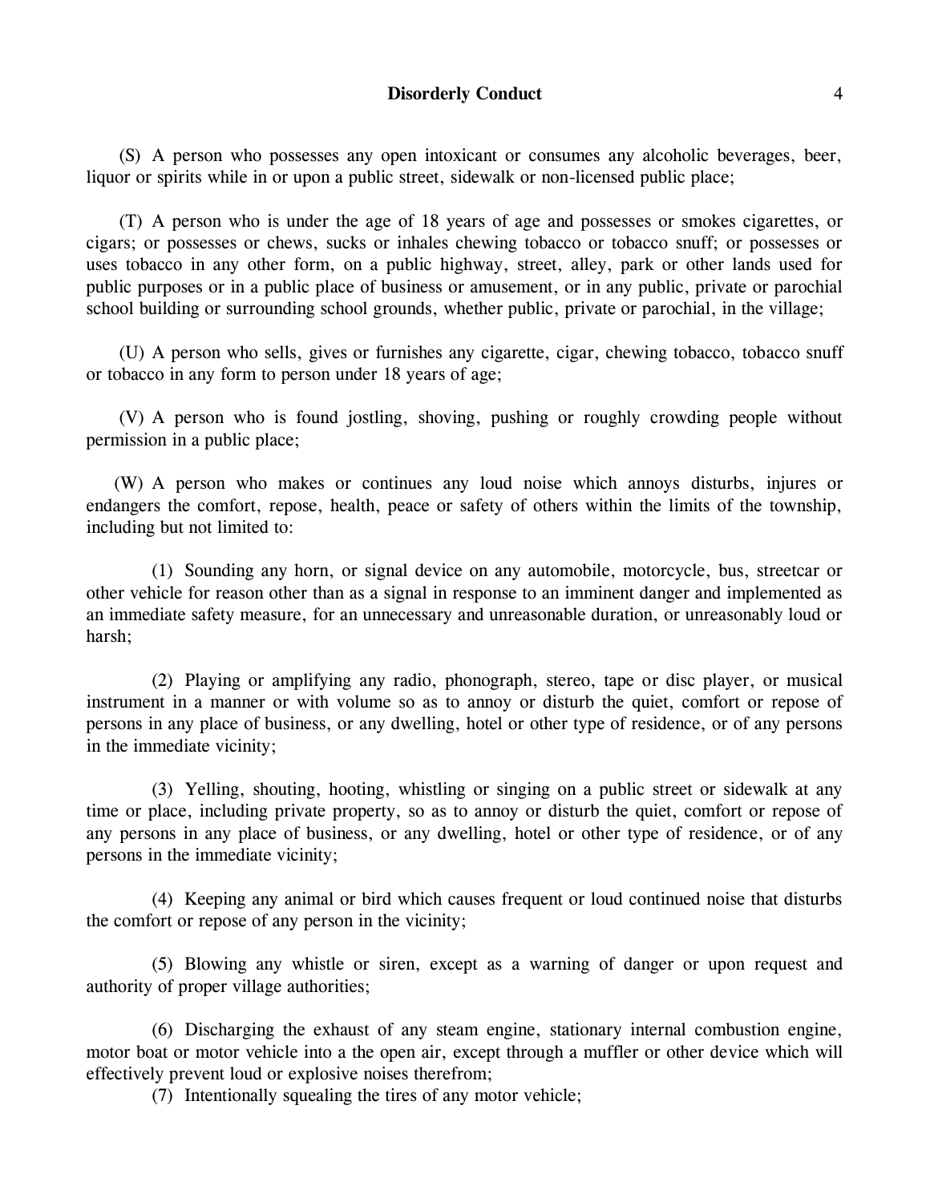(S) A person who possesses any open intoxicant or consumes any alcoholic beverages, beer, liquor or spirits while in or upon a public street, sidewalk or non-licensed public place;

(T) A person who is under the age of 18 years of age and possesses or smokes cigarettes, or cigars; or possesses or chews, sucks or inhales chewing tobacco or tobacco snuff; or possesses or uses tobacco in any other form, on a public highway, street, alley, park or other lands used for public purposes or in a public place of business or amusement, or in any public, private or parochial school building or surrounding school grounds, whether public, private or parochial, in the village;

(U) A person who sells, gives or furnishes any cigarette, cigar, chewing tobacco, tobacco snuff or tobacco in any form to person under 18 years of age;

(V) A person who is found jostling, shoving, pushing or roughly crowding people without permission in a public place;

(W) A person who makes or continues any loud noise which annoys disturbs, injures or endangers the comfort, repose, health, peace or safety of others within the limits of the township, including but not limited to:

(1) Sounding any horn, or signal device on any automobile, motorcycle, bus, streetcar or other vehicle for reason other than as a signal in response to an imminent danger and implemented as an immediate safety measure, for an unnecessary and unreasonable duration, or unreasonably loud or harsh;

(2) Playing or amplifying any radio, phonograph, stereo, tape or disc player, or musical instrument in a manner or with volume so as to annoy or disturb the quiet, comfort or repose of persons in any place of business, or any dwelling, hotel or other type of residence, or of any persons in the immediate vicinity;

(3) Yelling, shouting, hooting, whistling or singing on a public street or sidewalk at any time or place, including private property, so as to annoy or disturb the quiet, comfort or repose of any persons in any place of business, or any dwelling, hotel or other type of residence, or of any persons in the immediate vicinity;

(4) Keeping any animal or bird which causes frequent or loud continued noise that disturbs the comfort or repose of any person in the vicinity;

(5) Blowing any whistle or siren, except as a warning of danger or upon request and authority of proper village authorities;

(6) Discharging the exhaust of any steam engine, stationary internal combustion engine, motor boat or motor vehicle into a the open air, except through a muffler or other device which will effectively prevent loud or explosive noises therefrom;

(7) Intentionally squealing the tires of any motor vehicle;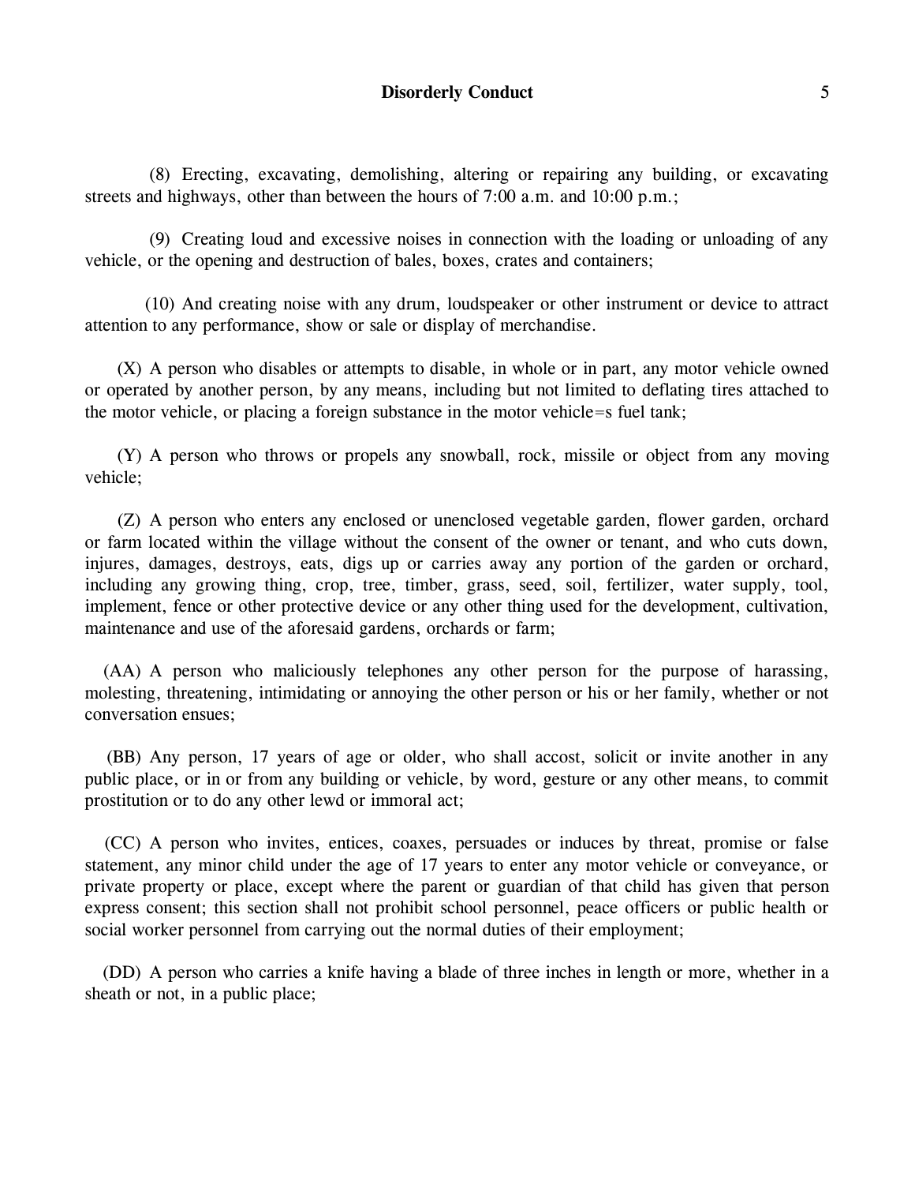(8) Erecting, excavating, demolishing, altering or repairing any building, or excavating streets and highways, other than between the hours of 7:00 a.m. and 10:00 p.m.;

(9) Creating loud and excessive noises in connection with the loading or unloading of any vehicle, or the opening and destruction of bales, boxes, crates and containers;

(10) And creating noise with any drum, loudspeaker or other instrument or device to attract attention to any performance, show or sale or display of merchandise.

(X) A person who disables or attempts to disable, in whole or in part, any motor vehicle owned or operated by another person, by any means, including but not limited to deflating tires attached to the motor vehicle, or placing a foreign substance in the motor vehicle=s fuel tank;

(Y) A person who throws or propels any snowball, rock, missile or object from any moving vehicle;

(Z) A person who enters any enclosed or unenclosed vegetable garden, flower garden, orchard or farm located within the village without the consent of the owner or tenant, and who cuts down, injures, damages, destroys, eats, digs up or carries away any portion of the garden or orchard, including any growing thing, crop, tree, timber, grass, seed, soil, fertilizer, water supply, tool, implement, fence or other protective device or any other thing used for the development, cultivation, maintenance and use of the aforesaid gardens, orchards or farm;

(AA) A person who maliciously telephones any other person for the purpose of harassing, molesting, threatening, intimidating or annoying the other person or his or her family, whether or not conversation ensues;

(BB) Any person, 17 years of age or older, who shall accost, solicit or invite another in any public place, or in or from any building or vehicle, by word, gesture or any other means, to commit prostitution or to do any other lewd or immoral act;

(CC) A person who invites, entices, coaxes, persuades or induces by threat, promise or false statement, any minor child under the age of 17 years to enter any motor vehicle or conveyance, or private property or place, except where the parent or guardian of that child has given that person express consent; this section shall not prohibit school personnel, peace officers or public health or social worker personnel from carrying out the normal duties of their employment;

(DD) A person who carries a knife having a blade of three inches in length or more, whether in a sheath or not, in a public place;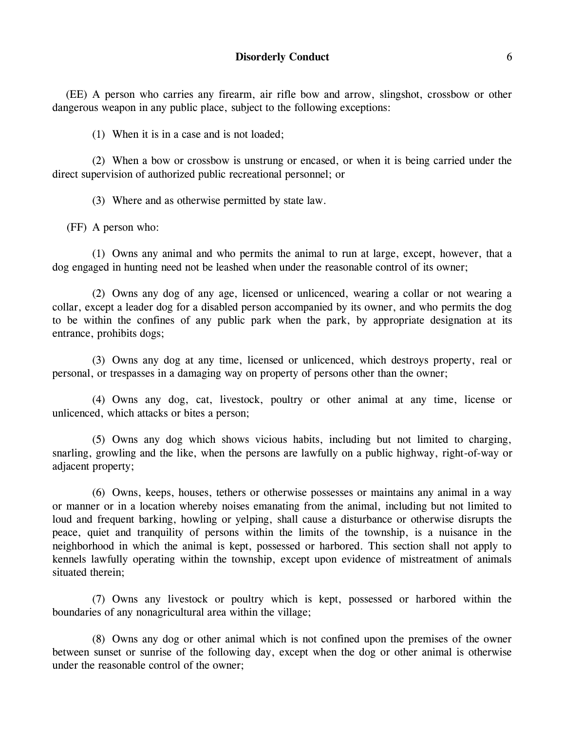(EE) A person who carries any firearm, air rifle bow and arrow, slingshot, crossbow or other dangerous weapon in any public place, subject to the following exceptions:

(1) When it is in a case and is not loaded;

(2) When a bow or crossbow is unstrung or encased, or when it is being carried under the direct supervision of authorized public recreational personnel; or

(3) Where and as otherwise permitted by state law.

(FF) A person who:

(1) Owns any animal and who permits the animal to run at large, except, however, that a dog engaged in hunting need not be leashed when under the reasonable control of its owner;

(2) Owns any dog of any age, licensed or unlicenced, wearing a collar or not wearing a collar, except a leader dog for a disabled person accompanied by its owner, and who permits the dog to be within the confines of any public park when the park, by appropriate designation at its entrance, prohibits dogs;

(3) Owns any dog at any time, licensed or unlicenced, which destroys property, real or personal, or trespasses in a damaging way on property of persons other than the owner;

(4) Owns any dog, cat, livestock, poultry or other animal at any time, license or unlicenced, which attacks or bites a person;

(5) Owns any dog which shows vicious habits, including but not limited to charging, snarling, growling and the like, when the persons are lawfully on a public highway, right-of-way or adjacent property;

(6) Owns, keeps, houses, tethers or otherwise possesses or maintains any animal in a way or manner or in a location whereby noises emanating from the animal, including but not limited to loud and frequent barking, howling or yelping, shall cause a disturbance or otherwise disrupts the peace, quiet and tranquility of persons within the limits of the township, is a nuisance in the neighborhood in which the animal is kept, possessed or harbored. This section shall not apply to kennels lawfully operating within the township, except upon evidence of mistreatment of animals situated therein;

(7) Owns any livestock or poultry which is kept, possessed or harbored within the boundaries of any nonagricultural area within the village;

(8) Owns any dog or other animal which is not confined upon the premises of the owner between sunset or sunrise of the following day, except when the dog or other animal is otherwise under the reasonable control of the owner;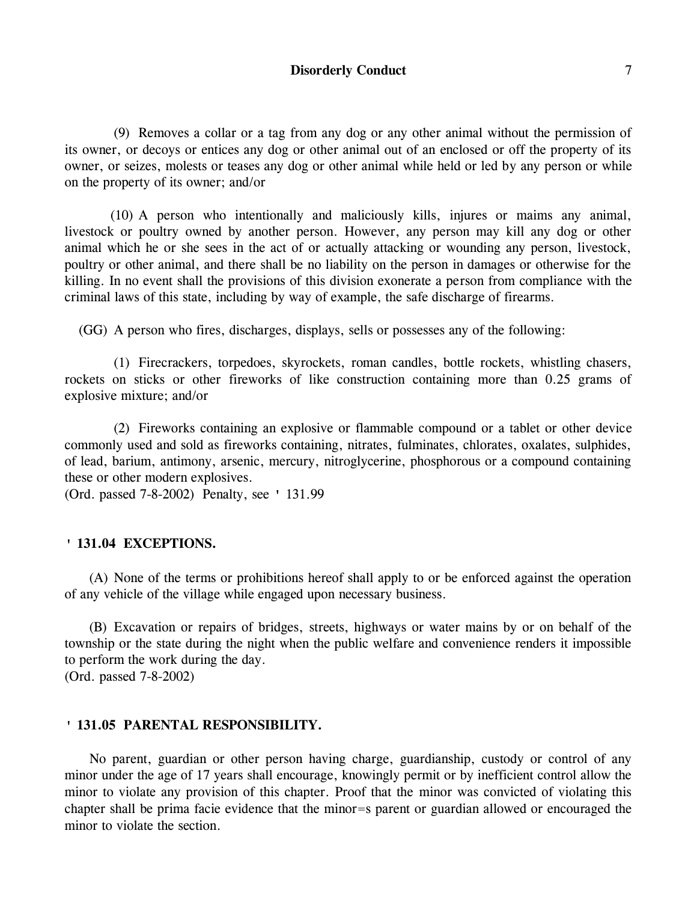(9) Removes a collar or a tag from any dog or any other animal without the permission of its owner, or decoys or entices any dog or other animal out of an enclosed or off the property of its owner, or seizes, molests or teases any dog or other animal while held or led by any person or while on the property of its owner; and/or

(10) A person who intentionally and maliciously kills, injures or maims any animal, livestock or poultry owned by another person. However, any person may kill any dog or other animal which he or she sees in the act of or actually attacking or wounding any person, livestock, poultry or other animal, and there shall be no liability on the person in damages or otherwise for the killing. In no event shall the provisions of this division exonerate a person from compliance with the criminal laws of this state, including by way of example, the safe discharge of firearms.

(GG) A person who fires, discharges, displays, sells or possesses any of the following:

(1) Firecrackers, torpedoes, skyrockets, roman candles, bottle rockets, whistling chasers, rockets on sticks or other fireworks of like construction containing more than 0.25 grams of explosive mixture; and/or

(2) Fireworks containing an explosive or flammable compound or a tablet or other device commonly used and sold as fireworks containing, nitrates, fulminates, chlorates, oxalates, sulphides, of lead, barium, antimony, arsenic, mercury, nitroglycerine, phosphorous or a compound containing these or other modern explosives.
(Ord. passed 7-8-2002) Penalty, see ' 131.99

### ' 131.04 EXCEPTIONS.

(A) None of the terms or prohibitions hereof shall apply to or be enforced against the operation of any vehicle of the village while engaged upon necessary business.

(B) Excavation or repairs of bridges, streets, highways or water mains by or on behalf of the township or the state during the night when the public welfare and convenience renders it impossible to perform the work during the day.
(Ord. passed 7-8-2002)

### ' 131.05 PARENTAL RESPONSIBILITY.

No parent, guardian or other person having charge, guardianship, custody or control of any minor under the age of 17 years shall encourage, knowingly permit or by inefficient control allow the minor to violate any provision of this chapter. Proof that the minor was convicted of violating this chapter shall be prima facie evidence that the minor=s parent or guardian allowed or encouraged the minor to violate the section.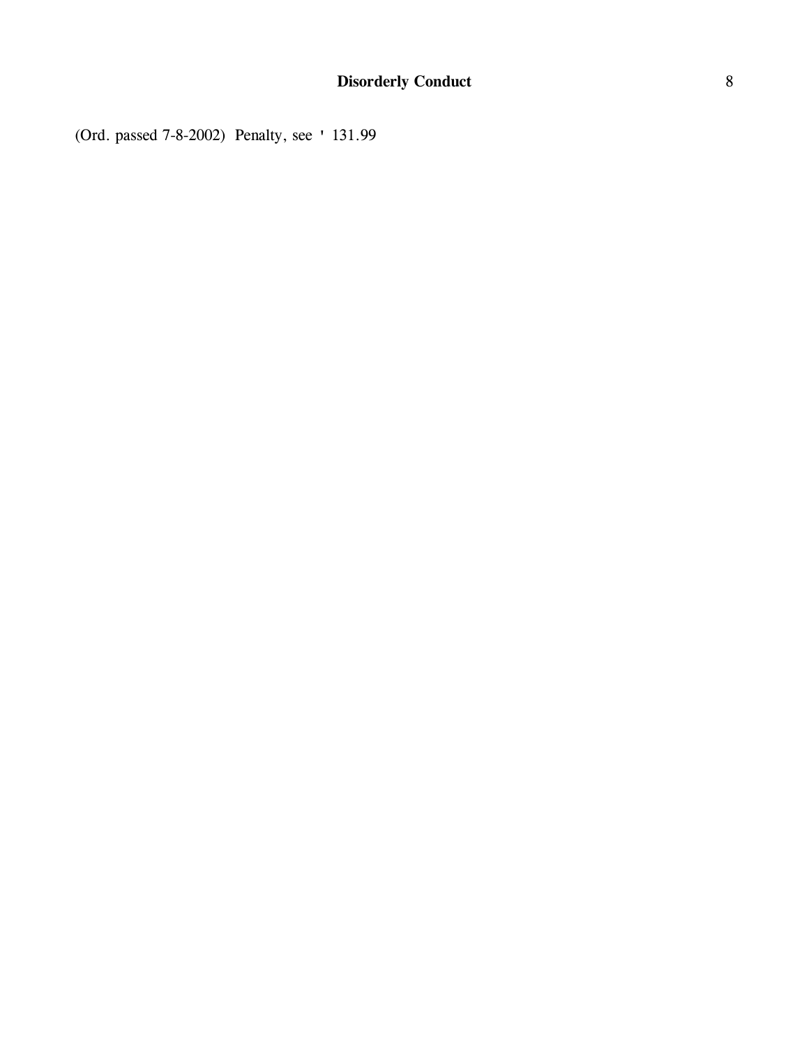(Ord. passed 7-8-2002) Penalty, see ' 131.99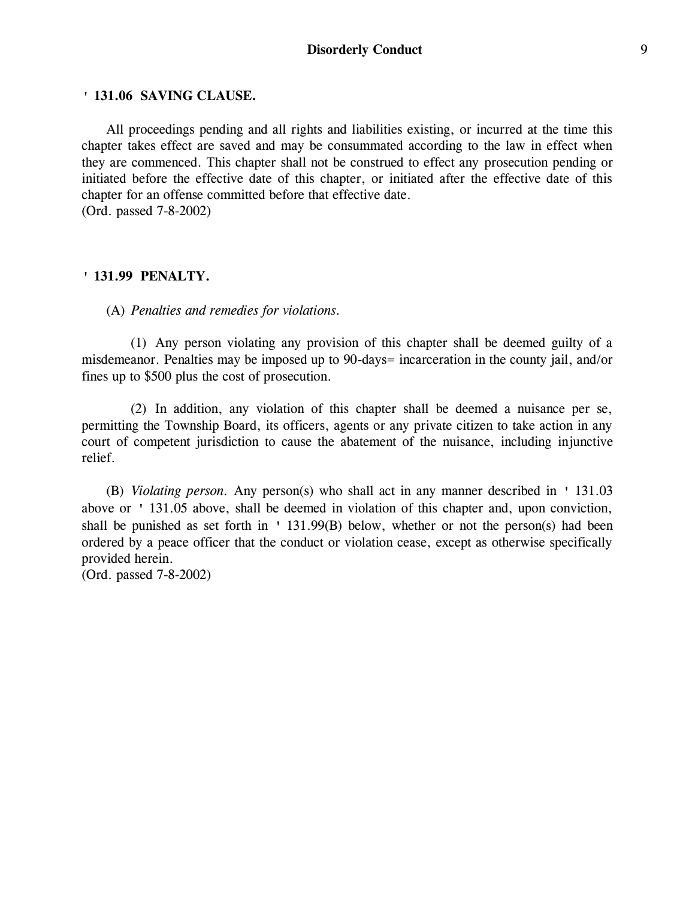## ' 131.06 SAVING CLAUSE.

All proceedings pending and all rights and liabilities existing, or incurred at the time this chapter takes effect are saved and may be consummated according to the law in effect when they are commenced. This chapter shall not be construed to effect any prosecution pending or initiated before the effective date of this chapter, or initiated after the effective date of this chapter for an offense committed before that effective date.
(Ord. passed 7-8-2002)

## ' 131.99 PENALTY.

(A) *Penalties and remedies for violations.*

(1) Any person violating any provision of this chapter shall be deemed guilty of a misdemeanor. Penalties may be imposed up to 90-days= incarceration in the county jail, and/or fines up to $500 plus the cost of prosecution.

(2) In addition, any violation of this chapter shall be deemed a nuisance per se, permitting the Township Board, its officers, agents or any private citizen to take action in any court of competent jurisdiction to cause the abatement of the nuisance, including injunctive relief.

(B) *Violating person.* Any person(s) who shall act in any manner described in ' 131.03 above or ' 131.05 above, shall be deemed in violation of this chapter and, upon conviction, shall be punished as set forth in ' 131.99(B) below, whether or not the person(s) had been ordered by a peace officer that the conduct or violation cease, except as otherwise specifically provided herein.
(Ord. passed 7-8-2002)